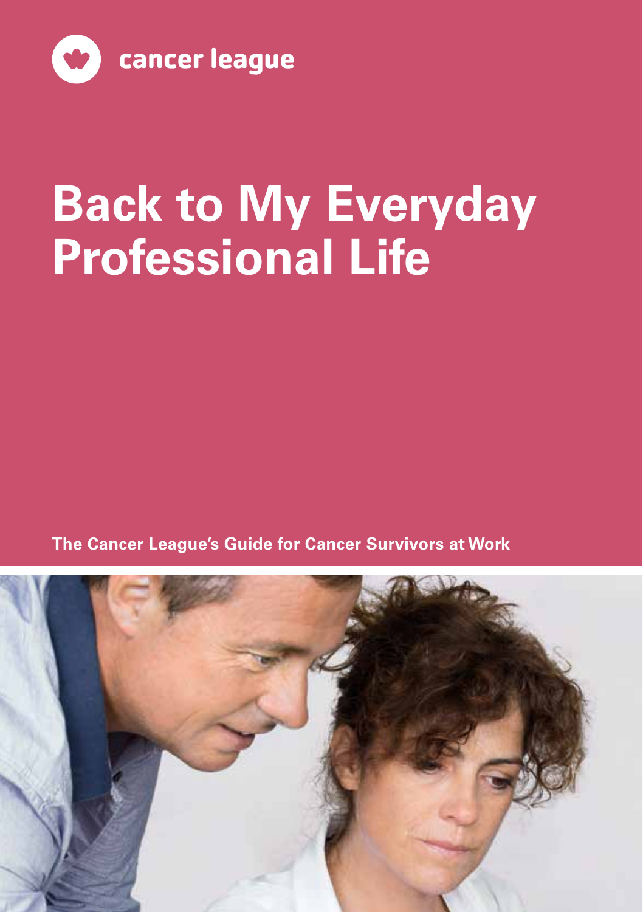cancer league

# Back to My Everyday Professional Life

**The Cancer League's Guide for Cancer Survivors at Work**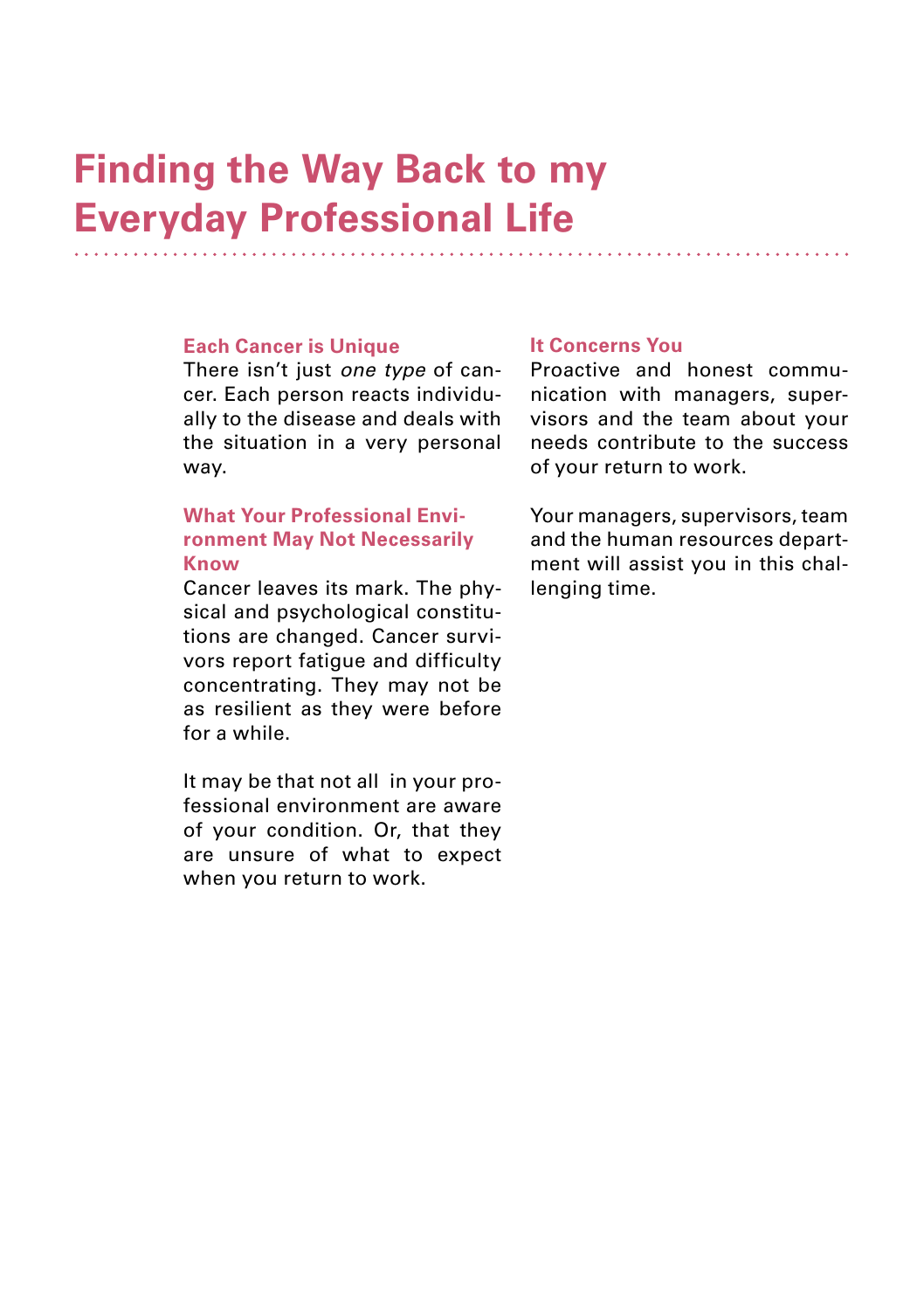# Finding the Way Back to my Everyday Professional Life

### Each Cancer is Unique

There isn't just *one type* of cancer. Each person reacts individually to the disease and deals with the situation in a very personal way.

### What Your Professional Environment May Not Necessarily Know

Cancer leaves its mark. The physical and psychological constitutions are changed. Cancer survivors report fatigue and difficulty concentrating. They may not be as resilient as they were before for a while.

It may be that not all in your professional environment are aware of your condition. Or, that they are unsure of what to expect when you return to work.

### It Concerns You

Proactive and honest communication with managers, supervisors and the team about your needs contribute to the success of your return to work.

Your managers, supervisors, team and the human resources department will assist you in this challenging time.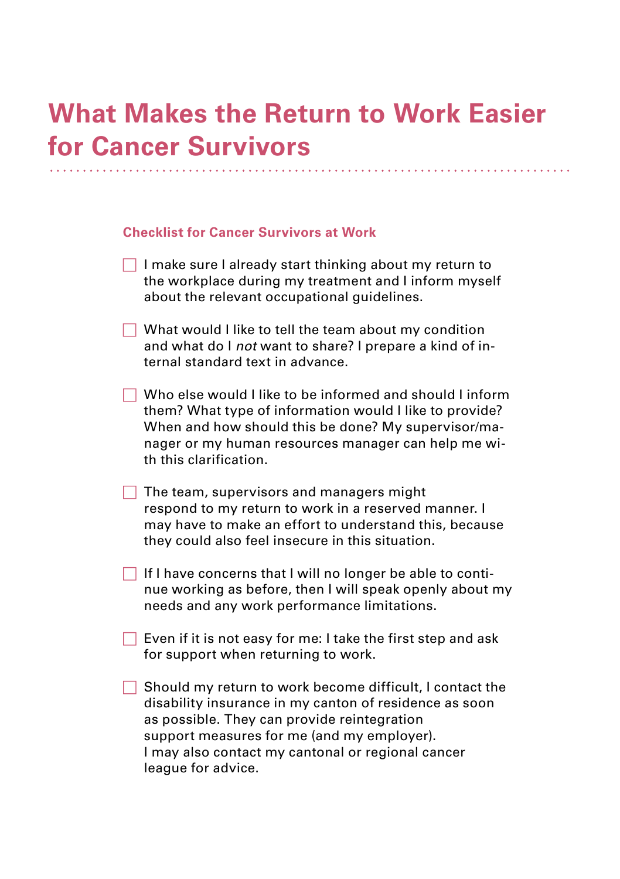# What Makes the Return to Work Easier for Cancer Survivors

### Checklist for Cancer Survivors at Work

- [ ] I make sure I already start thinking about my return to the workplace during my treatment and I inform myself about the relevant occupational guidelines.
- [ ] What would I like to tell the team about my condition and what do I *not* want to share? I prepare a kind of internal standard text in advance.
- [ ] Who else would I like to be informed and should I inform them? What type of information would I like to provide? When and how should this be done? My supervisor/manager or my human resources manager can help me with this clarification.
- [ ] The team, supervisors and managers might respond to my return to work in a reserved manner. I may have to make an effort to understand this, because they could also feel insecure in this situation.
- [ ] If I have concerns that I will no longer be able to continue working as before, then I will speak openly about my needs and any work performance limitations.
- [ ] Even if it is not easy for me: I take the first step and ask for support when returning to work.
- [ ] Should my return to work become difficult, I contact the disability insurance in my canton of residence as soon as possible. They can provide reintegration support measures for me (and my employer). I may also contact my cantonal or regional cancer league for advice.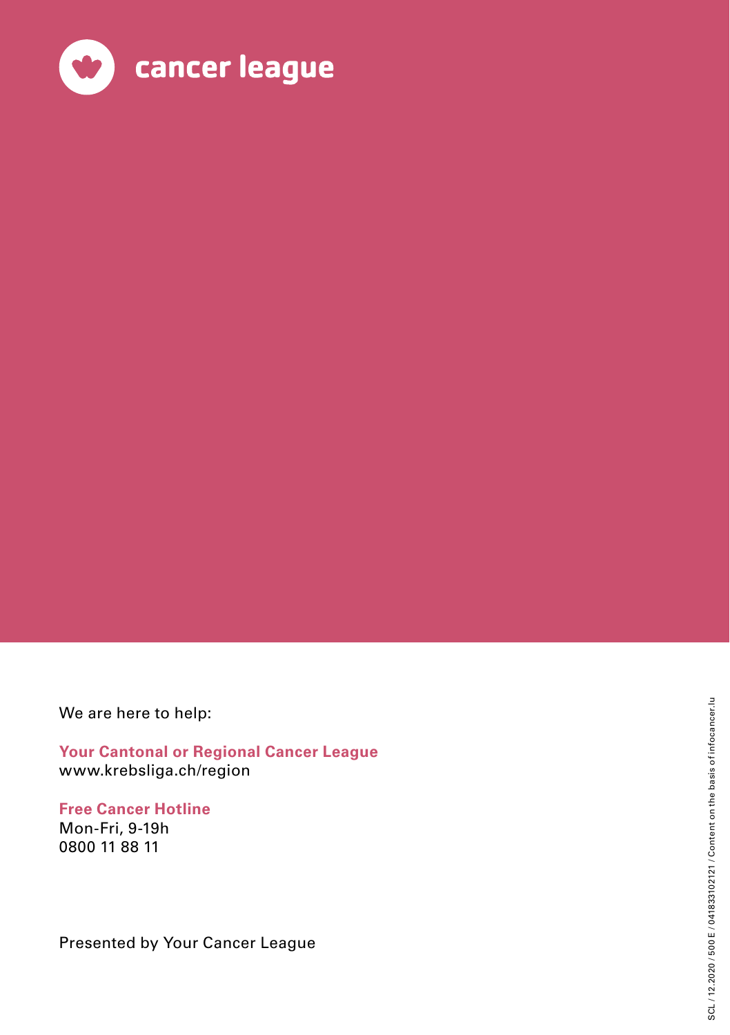cancer league

We are here to help:

**Your Cantonal or Regional Cancer League**
www.krebsliga.ch/region

**Free Cancer Hotline**
Mon-Fri, 9-19h
0800 11 88 11

Presented by Your Cancer League

SCL / 12.2020 / 500 E / 041833102121 / Content on the basis of infocancer.lu